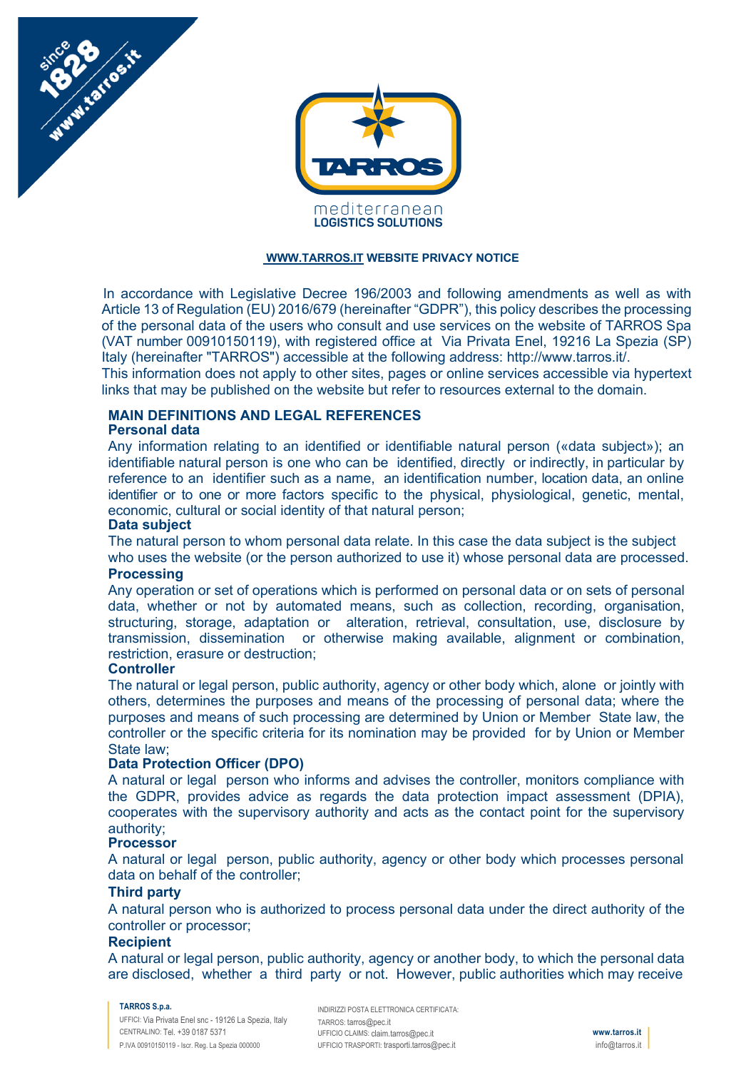# WWW.TARROS.IT WEBSITE PRIVACY NOTICE

In accordance with Legislative Decree 196/2003 and following amendments as well as with Article 13 of Regulation (EU) 2016/679 (hereinafter "GDPR"), this policy describes the processing of the personal data of the users who consult and use services on the website of TARROS Spa (VAT number 00910150119), with registered office at Via Privata Enel, 19216 La Spezia (SP) Italy (hereinafter "TARROS") accessible at the following address: http://www.tarros.it/.

This information does not apply to other sites, pages or online services accessible via hypertext links that may be published on the website but refer to resources external to the domain.

## MAIN DEFINITIONS AND LEGAL REFERENCES

### Personal data

Any information relating to an identified or identifiable natural person («data subject»); an identifiable natural person is one who can be identified, directly or indirectly, in particular by reference to an identifier such as a name, an identification number, location data, an online identifier or to one or more factors specific to the physical, physiological, genetic, mental, economic, cultural or social identity of that natural person;

### Data subject

The natural person to whom personal data relate. In this case the data subject is the subject who uses the website (or the person authorized to use it) whose personal data are processed.

### Processing

Any operation or set of operations which is performed on personal data or on sets of personal data, whether or not by automated means, such as collection, recording, organisation, structuring, storage, adaptation or alteration, retrieval, consultation, use, disclosure by transmission, dissemination or otherwise making available, alignment or combination, restriction, erasure or destruction;

### Controller

The natural or legal person, public authority, agency or other body which, alone or jointly with others, determines the purposes and means of the processing of personal data; where the purposes and means of such processing are determined by Union or Member State law, the controller or the specific criteria for its nomination may be provided for by Union or Member State law;

### Data Protection Officer (DPO)

A natural or legal person who informs and advises the controller, monitors compliance with the GDPR, provides advice as regards the data protection impact assessment (DPIA), cooperates with the supervisory authority and acts as the contact point for the supervisory authority;

### Processor

A natural or legal person, public authority, agency or other body which processes personal data on behalf of the controller;

### Third party

A natural person who is authorized to process personal data under the direct authority of the controller or processor;

### Recipient

A natural or legal person, public authority, agency or another body, to which the personal data are disclosed, whether a third party or not. However, public authorities which may receive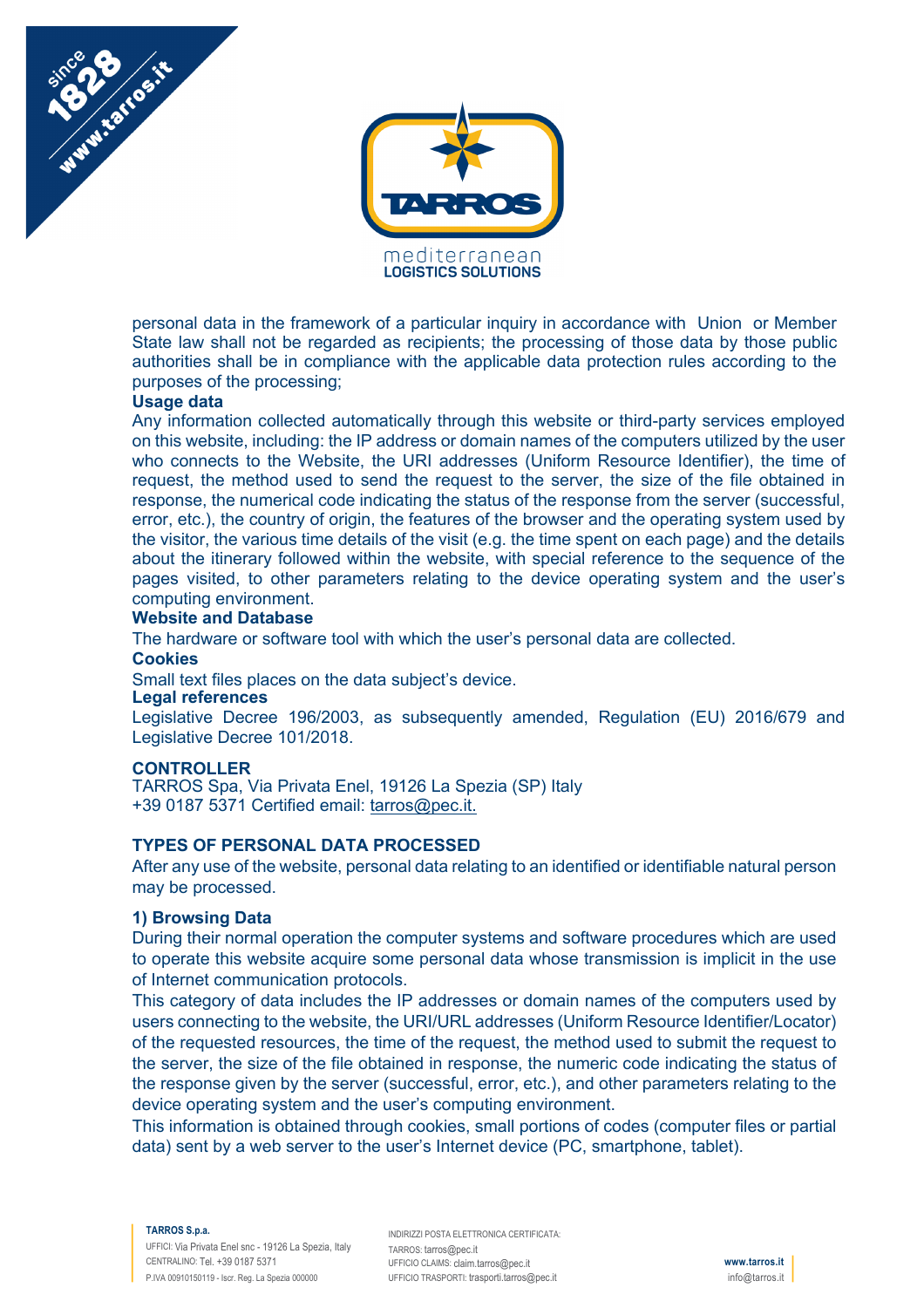personal data in the framework of a particular inquiry in accordance with Union or Member State law shall not be regarded as recipients; the processing of those data by those public authorities shall be in compliance with the applicable data protection rules according to the purposes of the processing;

**Usage data**

Any information collected automatically through this website or third-party services employed on this website, including: the IP address or domain names of the computers utilized by the user who connects to the Website, the URI addresses (Uniform Resource Identifier), the time of request, the method used to send the request to the server, the size of the file obtained in response, the numerical code indicating the status of the response from the server (successful, error, etc.), the country of origin, the features of the browser and the operating system used by the visitor, the various time details of the visit (e.g. the time spent on each page) and the details about the itinerary followed within the website, with special reference to the sequence of the pages visited, to other parameters relating to the device operating system and the user's computing environment.

**Website and Database**

The hardware or software tool with which the user's personal data are collected.

**Cookies**

Small text files places on the data subject's device.

**Legal references**

Legislative Decree 196/2003, as subsequently amended, Regulation (EU) 2016/679 and Legislative Decree 101/2018.

## CONTROLLER

TARROS Spa, Via Privata Enel, 19126 La Spezia (SP) Italy
+39 0187 5371 Certified email: tarros@pec.it.

## TYPES OF PERSONAL DATA PROCESSED

After any use of the website, personal data relating to an identified or identifiable natural person may be processed.

### 1) Browsing Data

During their normal operation the computer systems and software procedures which are used to operate this website acquire some personal data whose transmission is implicit in the use of Internet communication protocols.

This category of data includes the IP addresses or domain names of the computers used by users connecting to the website, the URI/URL addresses (Uniform Resource Identifier/Locator) of the requested resources, the time of the request, the method used to submit the request to the server, the size of the file obtained in response, the numeric code indicating the status of the response given by the server (successful, error, etc.), and other parameters relating to the device operating system and the user's computing environment.

This information is obtained through cookies, small portions of codes (computer files or partial data) sent by a web server to the user's Internet device (PC, smartphone, tablet).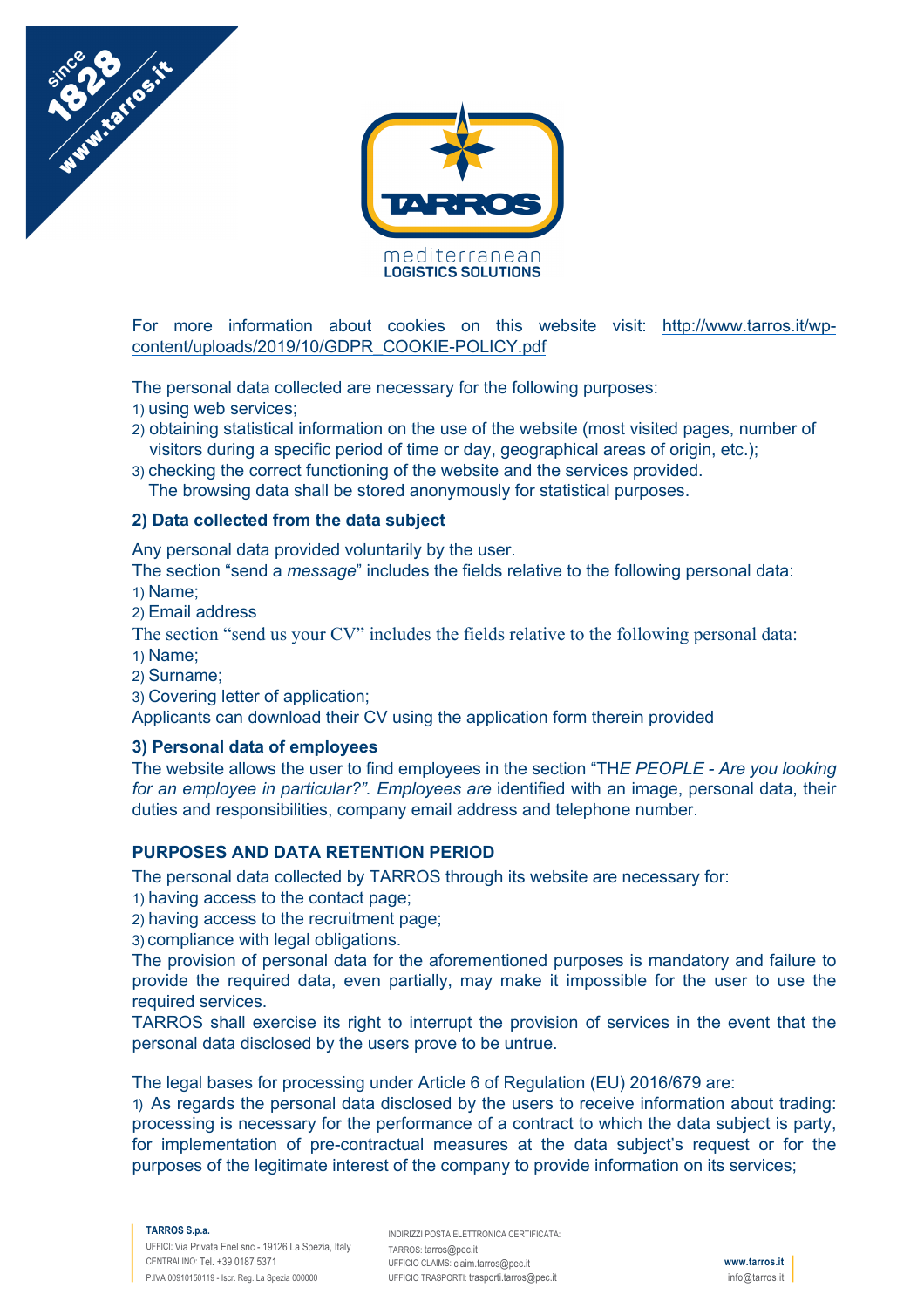For more information about cookies on this website visit: http://www.tarros.it/wp-content/uploads/2019/10/GDPR_COOKIE-POLICY.pdf

The personal data collected are necessary for the following purposes:

1) using web services;
2) obtaining statistical information on the use of the website (most visited pages, number of visitors during a specific period of time or day, geographical areas of origin, etc.);
3) checking the correct functioning of the website and the services provided.
   The browsing data shall be stored anonymously for statistical purposes.

### 2) Data collected from the data subject

Any personal data provided voluntarily by the user.

The section "send a *message*" includes the fields relative to the following personal data:

1) Name;
2) Email address

The section "send us your CV" includes the fields relative to the following personal data:

1) Name;
2) Surname;
3) Covering letter of application;

Applicants can download their CV using the application form therein provided

### 3) Personal data of employees

The website allows the user to find employees in the section "TH*E PEOPLE - Are you looking for an employee in particular?". Employees are* identified with an image, personal data, their duties and responsibilities, company email address and telephone number.

### PURPOSES AND DATA RETENTION PERIOD

The personal data collected by TARROS through its website are necessary for:

1) having access to the contact page;
2) having access to the recruitment page;
3) compliance with legal obligations.

The provision of personal data for the aforementioned purposes is mandatory and failure to provide the required data, even partially, may make it impossible for the user to use the required services.

TARROS shall exercise its right to interrupt the provision of services in the event that the personal data disclosed by the users prove to be untrue.

The legal bases for processing under Article 6 of Regulation (EU) 2016/679 are:

1) As regards the personal data disclosed by the users to receive information about trading: processing is necessary for the performance of a contract to which the data subject is party, for implementation of pre-contractual measures at the data subject's request or for the purposes of the legitimate interest of the company to provide information on its services;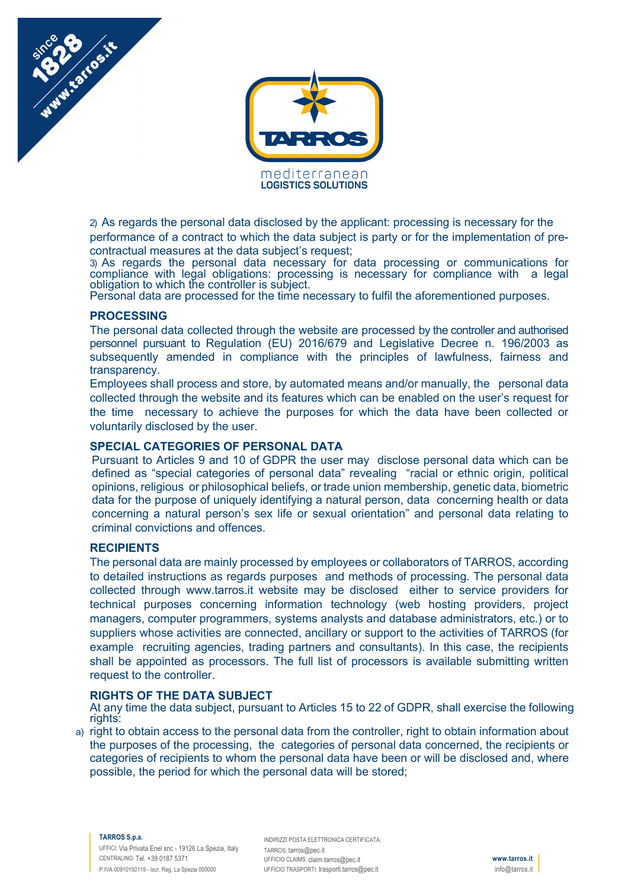2) As regards the personal data disclosed by the applicant: processing is necessary for the performance of a contract to which the data subject is party or for the implementation of pre-contractual measures at the data subject's request;

3) As regards the personal data necessary for data processing or communications for compliance with legal obligations: processing is necessary for compliance with a legal obligation to which the controller is subject.

Personal data are processed for the time necessary to fulfil the aforementioned purposes.

**PROCESSING**

The personal data collected through the website are processed by the controller and authorised personnel pursuant to Regulation (EU) 2016/679 and Legislative Decree n. 196/2003 as subsequently amended in compliance with the principles of lawfulness, fairness and transparency.

Employees shall process and store, by automated means and/or manually, the personal data collected through the website and its features which can be enabled on the user's request for the time necessary to achieve the purposes for which the data have been collected or voluntarily disclosed by the user.

**SPECIAL CATEGORIES OF PERSONAL DATA**

Pursuant to Articles 9 and 10 of GDPR the user may disclose personal data which can be defined as "special categories of personal data" revealing "racial or ethnic origin, political opinions, religious or philosophical beliefs, or trade union membership, genetic data, biometric data for the purpose of uniquely identifying a natural person, data concerning health or data concerning a natural person's sex life or sexual orientation" and personal data relating to criminal convictions and offences.

**RECIPIENTS**

The personal data are mainly processed by employees or collaborators of TARROS, according to detailed instructions as regards purposes and methods of processing. The personal data collected through www.tarros.it website may be disclosed either to service providers for technical purposes concerning information technology (web hosting providers, project managers, computer programmers, systems analysts and database administrators, etc.) or to suppliers whose activities are connected, ancillary or support to the activities of TARROS (for example recruiting agencies, trading partners and consultants). In this case, the recipients shall be appointed as processors. The full list of processors is available submitting written request to the controller.

**RIGHTS OF THE DATA SUBJECT**

At any time the data subject, pursuant to Articles 15 to 22 of GDPR, shall exercise the following rights:

a) right to obtain access to the personal data from the controller, right to obtain information about the purposes of the processing, the categories of personal data concerned, the recipients or categories of recipients to whom the personal data have been or will be disclosed and, where possible, the period for which the personal data will be stored;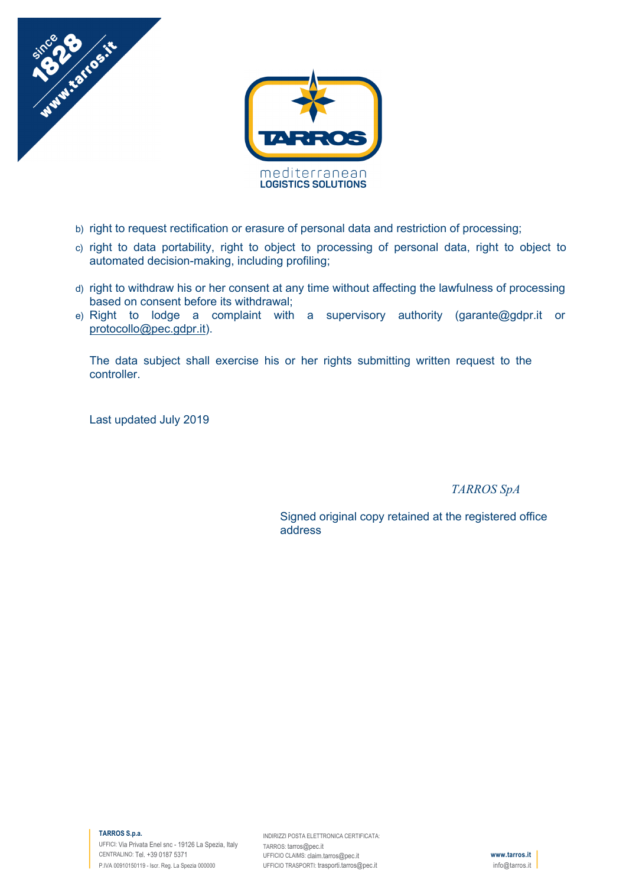b) right to request rectification or erasure of personal data and restriction of processing;

c) right to data portability, right to object to processing of personal data, right to object to automated decision-making, including profiling;

d) right to withdraw his or her consent at any time without affecting the lawfulness of processing based on consent before its withdrawal;

e) Right to lodge a complaint with a supervisory authority (garante@gdpr.it or protocollo@pec.gdpr.it).

The data subject shall exercise his or her rights submitting written request to the controller.

Last updated July 2019

*TARROS SpA*

Signed original copy retained at the registered office address